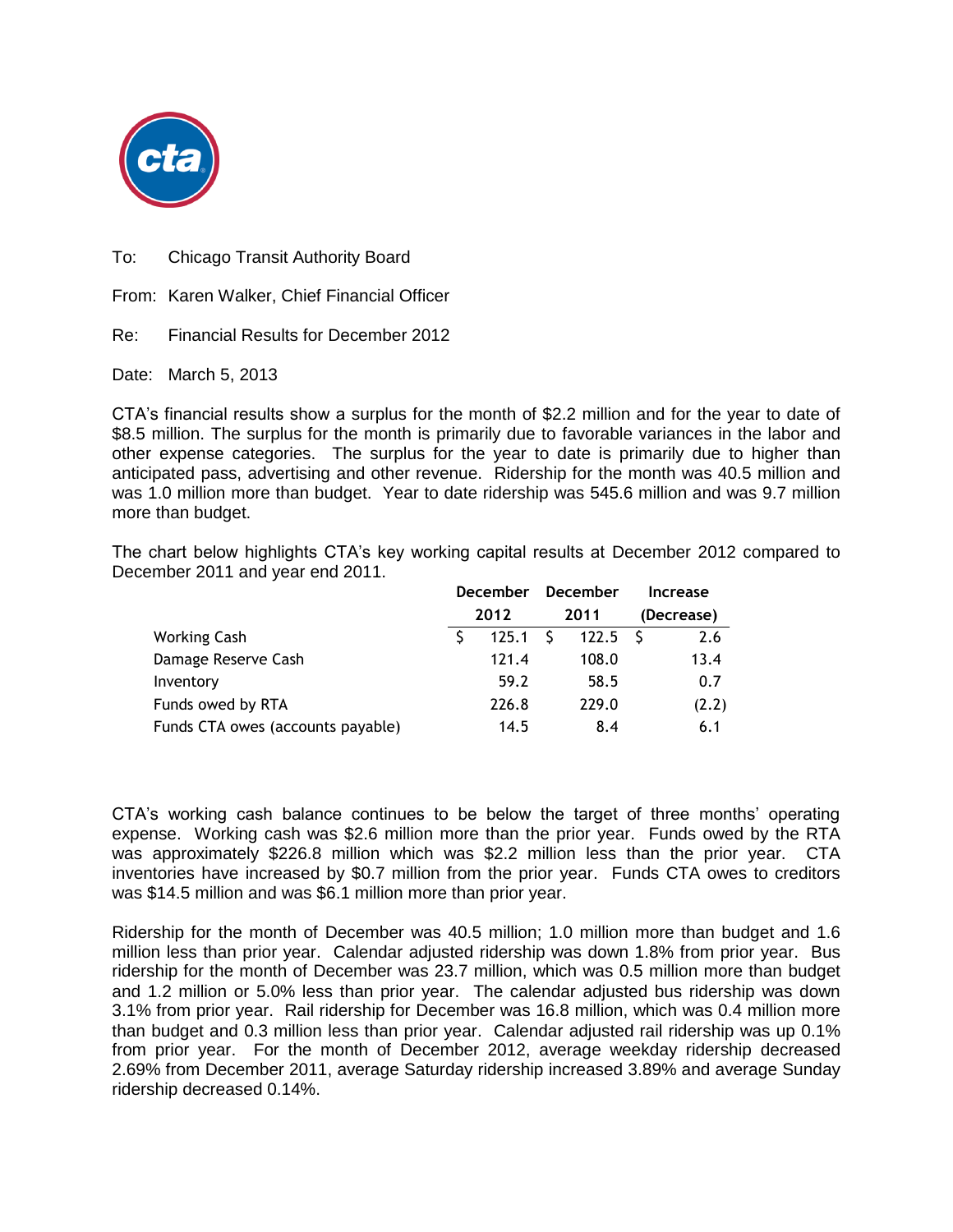To: Chicago Transit Authority Board

From: Karen Walker, Chief Financial Officer

Re: Financial Results for December 2012

Date: March 5, 2013

CTA's financial results show a surplus for the month of $2.2 million and for the year to date of $8.5 million. The surplus for the month is primarily due to favorable variances in the labor and other expense categories. The surplus for the year to date is primarily due to higher than anticipated pass, advertising and other revenue. Ridership for the month was 40.5 million and was 1.0 million more than budget. Year to date ridership was 545.6 million and was 9.7 million more than budget.

The chart below highlights CTA's key working capital results at December 2012 compared to December 2011 and year end 2011.

| | December 2012 | December 2011 | Increase (Decrease) |
|---|---|---|---|
| Working Cash | $ 125.1 | $ 122.5 | $ 2.6 |
| Damage Reserve Cash | 121.4 | 108.0 | 13.4 |
| Inventory | 59.2 | 58.5 | 0.7 |
| Funds owed by RTA | 226.8 | 229.0 | (2.2) |
| Funds CTA owes (accounts payable) | 14.5 | 8.4 | 6.1 |

CTA's working cash balance continues to be below the target of three months' operating expense. Working cash was $2.6 million more than the prior year. Funds owed by the RTA was approximately $226.8 million which was $2.2 million less than the prior year. CTA inventories have increased by $0.7 million from the prior year. Funds CTA owes to creditors was $14.5 million and was $6.1 million more than prior year.

Ridership for the month of December was 40.5 million; 1.0 million more than budget and 1.6 million less than prior year. Calendar adjusted ridership was down 1.8% from prior year. Bus ridership for the month of December was 23.7 million, which was 0.5 million more than budget and 1.2 million or 5.0% less than prior year. The calendar adjusted bus ridership was down 3.1% from prior year. Rail ridership for December was 16.8 million, which was 0.4 million more than budget and 0.3 million less than prior year. Calendar adjusted rail ridership was up 0.1% from prior year. For the month of December 2012, average weekday ridership decreased 2.69% from December 2011, average Saturday ridership increased 3.89% and average Sunday ridership decreased 0.14%.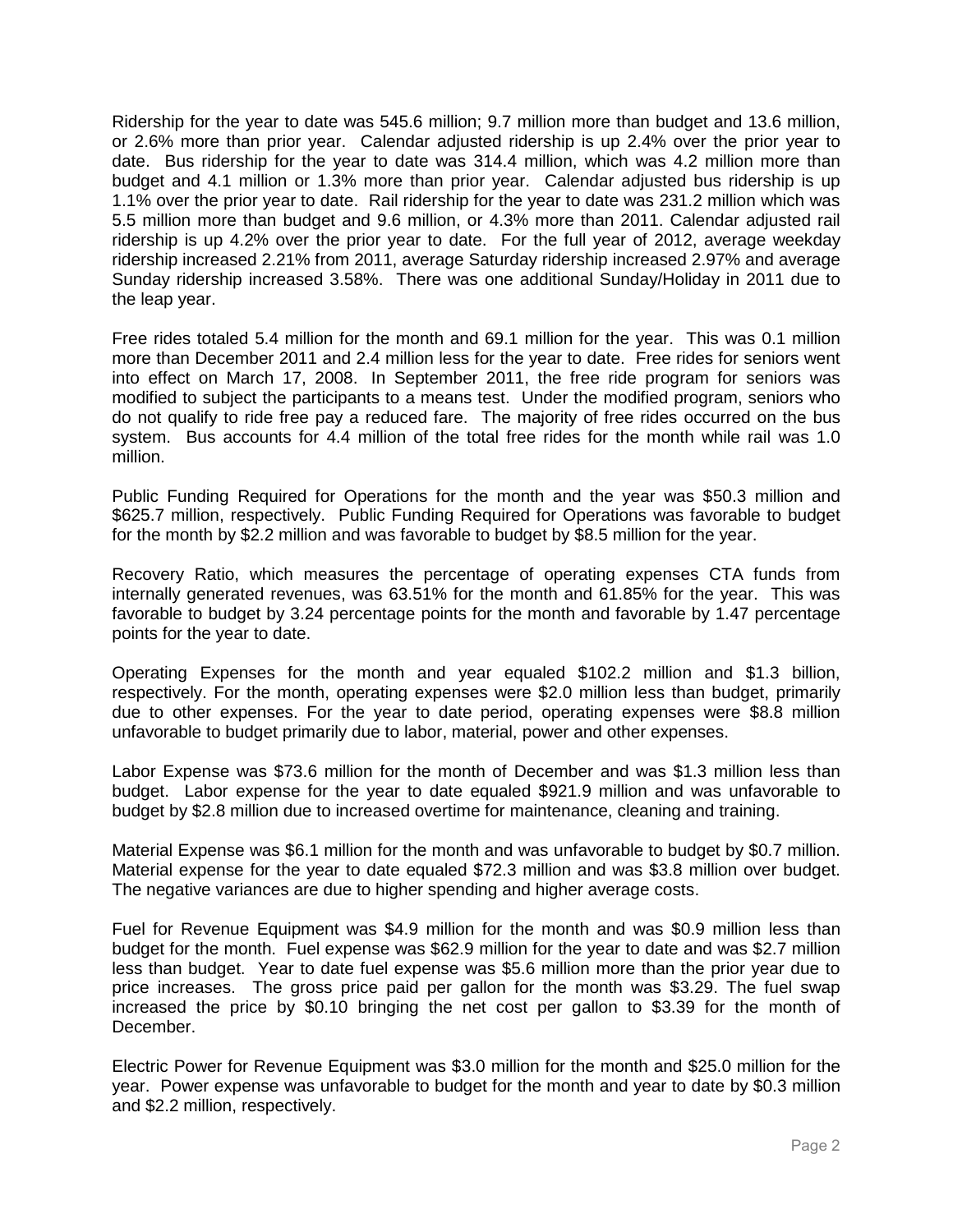Ridership for the year to date was 545.6 million; 9.7 million more than budget and 13.6 million, or 2.6% more than prior year. Calendar adjusted ridership is up 2.4% over the prior year to date. Bus ridership for the year to date was 314.4 million, which was 4.2 million more than budget and 4.1 million or 1.3% more than prior year. Calendar adjusted bus ridership is up 1.1% over the prior year to date. Rail ridership for the year to date was 231.2 million which was 5.5 million more than budget and 9.6 million, or 4.3% more than 2011. Calendar adjusted rail ridership is up 4.2% over the prior year to date. For the full year of 2012, average weekday ridership increased 2.21% from 2011, average Saturday ridership increased 2.97% and average Sunday ridership increased 3.58%. There was one additional Sunday/Holiday in 2011 due to the leap year.

Free rides totaled 5.4 million for the month and 69.1 million for the year. This was 0.1 million more than December 2011 and 2.4 million less for the year to date. Free rides for seniors went into effect on March 17, 2008. In September 2011, the free ride program for seniors was modified to subject the participants to a means test. Under the modified program, seniors who do not qualify to ride free pay a reduced fare. The majority of free rides occurred on the bus system. Bus accounts for 4.4 million of the total free rides for the month while rail was 1.0 million.

Public Funding Required for Operations for the month and the year was $50.3 million and $625.7 million, respectively. Public Funding Required for Operations was favorable to budget for the month by $2.2 million and was favorable to budget by $8.5 million for the year.

Recovery Ratio, which measures the percentage of operating expenses CTA funds from internally generated revenues, was 63.51% for the month and 61.85% for the year. This was favorable to budget by 3.24 percentage points for the month and favorable by 1.47 percentage points for the year to date.

Operating Expenses for the month and year equaled $102.2 million and $1.3 billion, respectively. For the month, operating expenses were $2.0 million less than budget, primarily due to other expenses. For the year to date period, operating expenses were $8.8 million unfavorable to budget primarily due to labor, material, power and other expenses.

Labor Expense was $73.6 million for the month of December and was $1.3 million less than budget. Labor expense for the year to date equaled $921.9 million and was unfavorable to budget by $2.8 million due to increased overtime for maintenance, cleaning and training.

Material Expense was $6.1 million for the month and was unfavorable to budget by $0.7 million. Material expense for the year to date equaled $72.3 million and was $3.8 million over budget. The negative variances are due to higher spending and higher average costs.

Fuel for Revenue Equipment was $4.9 million for the month and was $0.9 million less than budget for the month. Fuel expense was $62.9 million for the year to date and was $2.7 million less than budget. Year to date fuel expense was $5.6 million more than the prior year due to price increases. The gross price paid per gallon for the month was $3.29. The fuel swap increased the price by $0.10 bringing the net cost per gallon to $3.39 for the month of December.

Electric Power for Revenue Equipment was $3.0 million for the month and $25.0 million for the year. Power expense was unfavorable to budget for the month and year to date by $0.3 million and $2.2 million, respectively.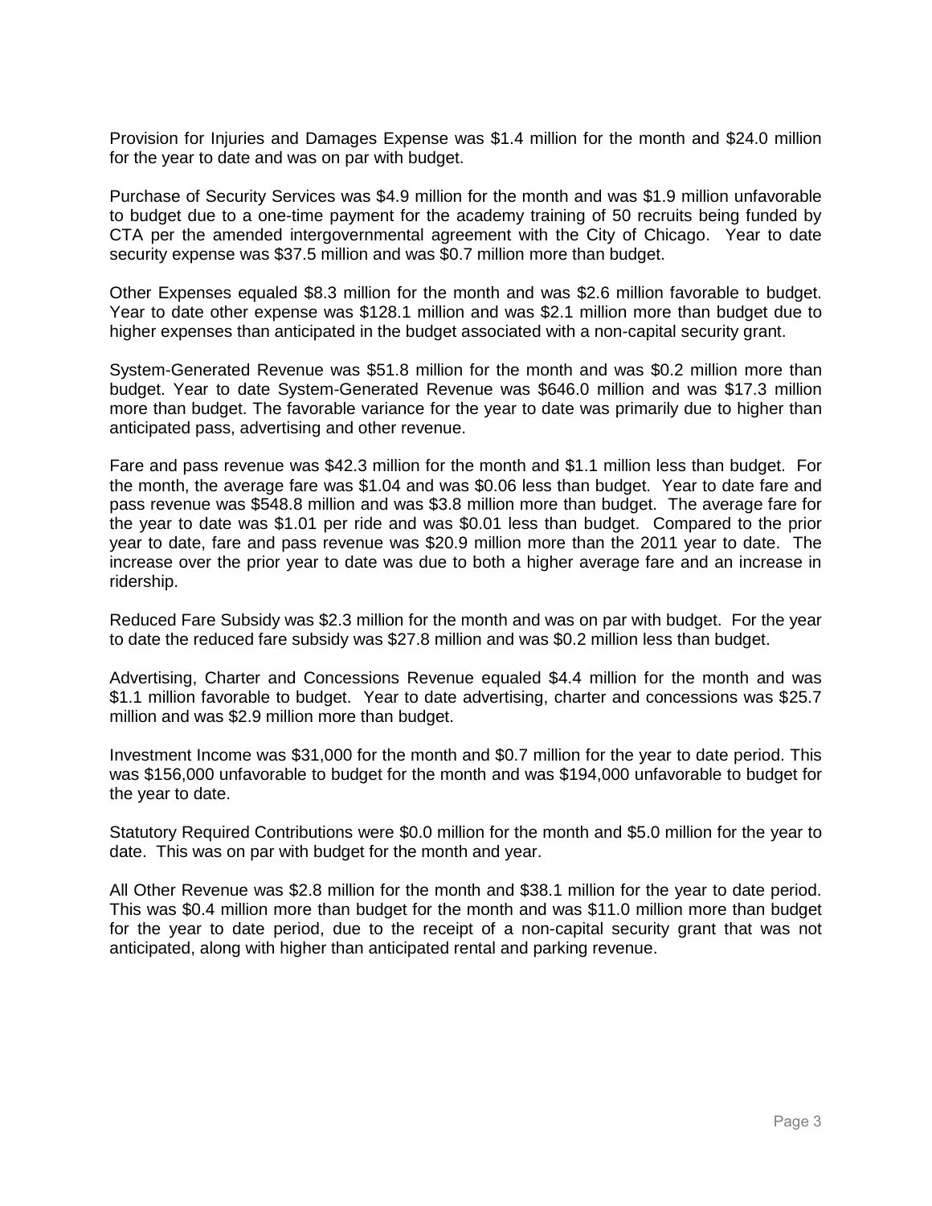Provision for Injuries and Damages Expense was $1.4 million for the month and $24.0 million for the year to date and was on par with budget.

Purchase of Security Services was $4.9 million for the month and was $1.9 million unfavorable to budget due to a one-time payment for the academy training of 50 recruits being funded by CTA per the amended intergovernmental agreement with the City of Chicago. Year to date security expense was $37.5 million and was $0.7 million more than budget.

Other Expenses equaled $8.3 million for the month and was $2.6 million favorable to budget. Year to date other expense was $128.1 million and was $2.1 million more than budget due to higher expenses than anticipated in the budget associated with a non-capital security grant.

System-Generated Revenue was $51.8 million for the month and was $0.2 million more than budget. Year to date System-Generated Revenue was $646.0 million and was $17.3 million more than budget. The favorable variance for the year to date was primarily due to higher than anticipated pass, advertising and other revenue.

Fare and pass revenue was $42.3 million for the month and $1.1 million less than budget. For the month, the average fare was $1.04 and was $0.06 less than budget. Year to date fare and pass revenue was $548.8 million and was $3.8 million more than budget. The average fare for the year to date was $1.01 per ride and was $0.01 less than budget. Compared to the prior year to date, fare and pass revenue was $20.9 million more than the 2011 year to date. The increase over the prior year to date was due to both a higher average fare and an increase in ridership.

Reduced Fare Subsidy was $2.3 million for the month and was on par with budget. For the year to date the reduced fare subsidy was $27.8 million and was $0.2 million less than budget.

Advertising, Charter and Concessions Revenue equaled $4.4 million for the month and was $1.1 million favorable to budget. Year to date advertising, charter and concessions was $25.7 million and was $2.9 million more than budget.

Investment Income was $31,000 for the month and $0.7 million for the year to date period. This was $156,000 unfavorable to budget for the month and was $194,000 unfavorable to budget for the year to date.

Statutory Required Contributions were $0.0 million for the month and $5.0 million for the year to date. This was on par with budget for the month and year.

All Other Revenue was $2.8 million for the month and $38.1 million for the year to date period. This was $0.4 million more than budget for the month and was $11.0 million more than budget for the year to date period, due to the receipt of a non-capital security grant that was not anticipated, along with higher than anticipated rental and parking revenue.